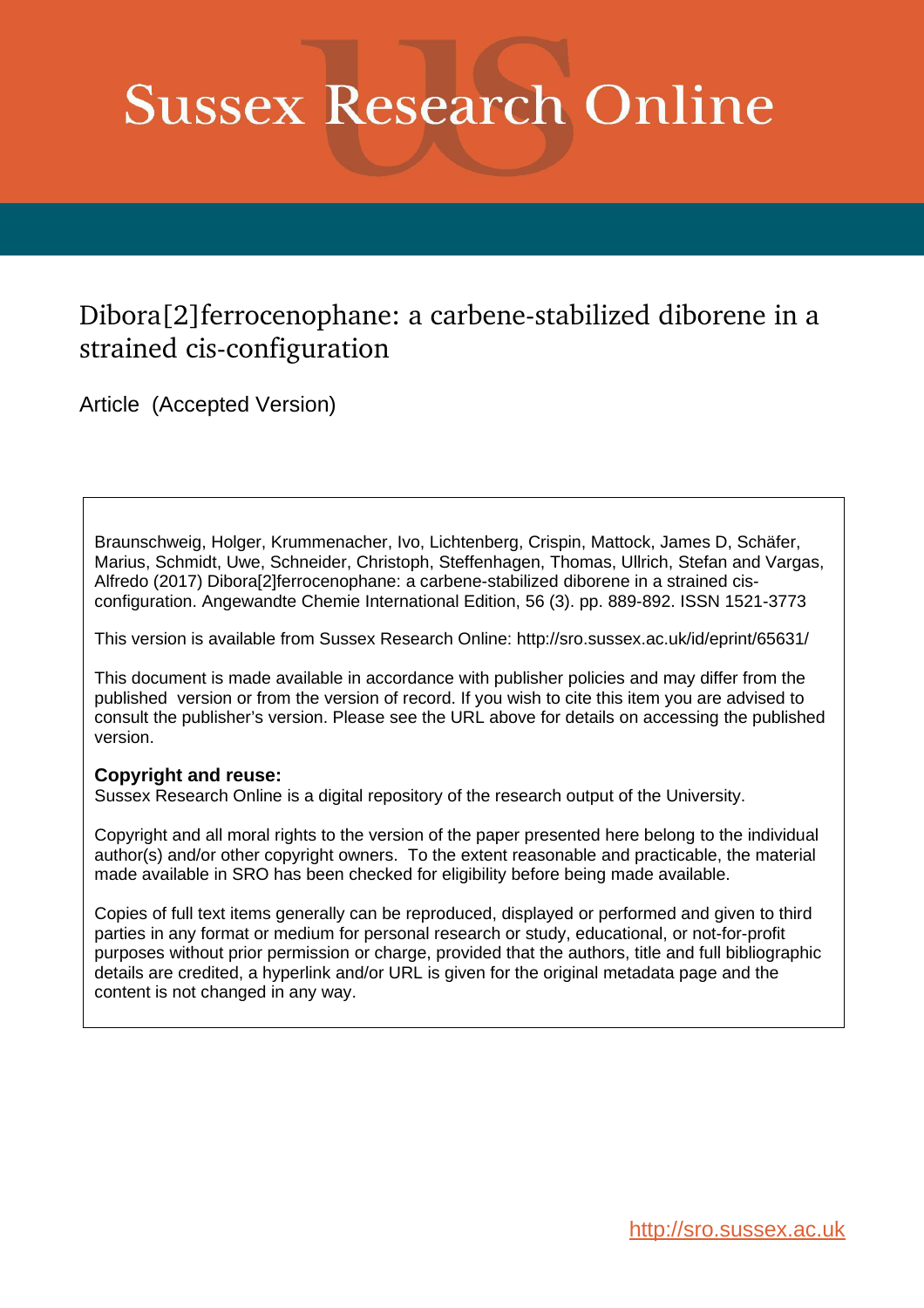# Sussex Research Online

## Dibora[2]ferrocenophane: a carbene-stabilized diborene in a strained cis-configuration

Article (Accepted Version)

Braunschweig, Holger, Krummenacher, Ivo, Lichtenberg, Crispin, Mattock, James D, Schäfer, Marius, Schmidt, Uwe, Schneider, Christoph, Steffenhagen, Thomas, Ullrich, Stefan and Vargas, Alfredo (2017) Dibora[2]ferrocenophane: a carbene-stabilized diborene in a strained cis-configuration. Angewandte Chemie International Edition, 56 (3). pp. 889-892. ISSN 1521-3773

This version is available from Sussex Research Online: http://sro.sussex.ac.uk/id/eprint/65631/

This document is made available in accordance with publisher policies and may differ from the published version or from the version of record. If you wish to cite this item you are advised to consult the publisher's version. Please see the URL above for details on accessing the published version.

**Copyright and reuse:**
Sussex Research Online is a digital repository of the research output of the University.

Copyright and all moral rights to the version of the paper presented here belong to the individual author(s) and/or other copyright owners. To the extent reasonable and practicable, the material made available in SRO has been checked for eligibility before being made available.

Copies of full text items generally can be reproduced, displayed or performed and given to third parties in any format or medium for personal research or study, educational, or not-for-profit purposes without prior permission or charge, provided that the authors, title and full bibliographic details are credited, a hyperlink and/or URL is given for the original metadata page and the content is not changed in any way.

http://sro.sussex.ac.uk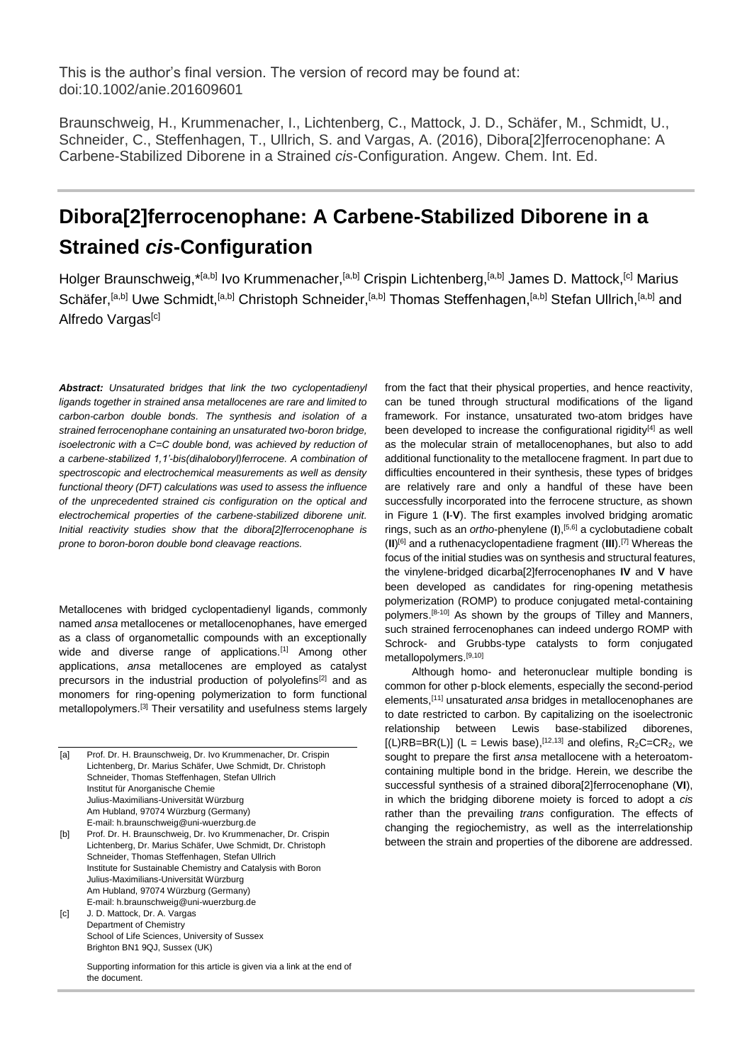This is the author's final version. The version of record may be found at: doi:10.1002/anie.201609601

Braunschweig, H., Krummenacher, I., Lichtenberg, C., Mattock, J. D., Schäfer, M., Schmidt, U., Schneider, C., Steffenhagen, T., Ullrich, S. and Vargas, A. (2016), Dibora[2]ferrocenophane: A Carbene-Stabilized Diborene in a Strained *cis*-Configuration. Angew. Chem. Int. Ed.

# Dibora[2]ferrocenophane: A Carbene-Stabilized Diborene in a Strained *cis*-Configuration

Holger Braunschweig,*[a,b] Ivo Krummenacher,[a,b] Crispin Lichtenberg,[a,b] James D. Mattock,[c] Marius Schäfer,[a,b] Uwe Schmidt,[a,b] Christoph Schneider,[a,b] Thomas Steffenhagen,[a,b] Stefan Ullrich,[a,b] and Alfredo Vargas[c]

***Abstract:*** *Unsaturated bridges that link the two cyclopentadienyl ligands together in strained ansa metallocenes are rare and limited to carbon-carbon double bonds. The synthesis and isolation of a strained ferrocenophane containing an unsaturated two-boron bridge, isoelectronic with a C=C double bond, was achieved by reduction of a carbene-stabilized 1,1'-bis(dihaloboryl)ferrocene. A combination of spectroscopic and electrochemical measurements as well as density functional theory (DFT) calculations was used to assess the influence of the unprecedented strained cis configuration on the optical and electrochemical properties of the carbene-stabilized diborene unit. Initial reactivity studies show that the dibora[2]ferrocenophane is prone to boron-boron double bond cleavage reactions.*

Metallocenes with bridged cyclopentadienyl ligands, commonly named *ansa* metallocenes or metallocenophanes, have emerged as a class of organometallic compounds with an exceptionally wide and diverse range of applications.[1] Among other applications, *ansa* metallocenes are employed as catalyst precursors in the industrial production of polyolefins[2] and as monomers for ring-opening polymerization to form functional metallopolymers.[3] Their versatility and usefulness stems largely from the fact that their physical properties, and hence reactivity, can be tuned through structural modifications of the ligand framework. For instance, unsaturated two-atom bridges have been developed to increase the configurational rigidity[4] as well as the molecular strain of metallocenophanes, but also to add additional functionality to the metallocene fragment. In part due to difficulties encountered in their synthesis, these types of bridges are relatively rare and only a handful of these have been successfully incorporated into the ferrocene structure, as shown in Figure 1 (**I**-**V**). The first examples involved bridging aromatic rings, such as an *ortho*-phenylene (**I**),[5,6] a cyclobutadiene cobalt (**II**)[6] and a ruthenacyclopentadiene fragment (**III**).[7] Whereas the focus of the initial studies was on synthesis and structural features, the vinylene-bridged dicarba[2]ferrocenophanes **IV** and **V** have been developed as candidates for ring-opening metathesis polymerization (ROMP) to produce conjugated metal-containing polymers.[8-10] As shown by the groups of Tilley and Manners, such strained ferrocenophanes can indeed undergo ROMP with Schrock- and Grubbs-type catalysts to form conjugated metallopolymers.[9,10]

Although homo- and heteronuclear multiple bonding is common for other p-block elements, especially the second-period elements,[11] unsaturated *ansa* bridges in metallocenophanes are to date restricted to carbon. By capitalizing on the isoelectronic relationship between Lewis base-stabilized diborenes, $[(L)RB{=}BR(L)]$ (L = Lewis base),[12,13] and olefins, $R_2C{=}CR_2$, we sought to prepare the first *ansa* metallocene with a heteroatom-containing multiple bond in the bridge. Herein, we describe the successful synthesis of a strained dibora[2]ferrocenophane (**VI**), in which the bridging diborene moiety is forced to adopt a *cis* rather than the prevailing *trans* configuration. The effects of changing the regiochemistry, as well as the interrelationship between the strain and properties of the diborene are addressed.

[a] Prof. Dr. H. Braunschweig, Dr. Ivo Krummenacher, Dr. Crispin Lichtenberg, Dr. Marius Schäfer, Uwe Schmidt, Dr. Christoph Schneider, Thomas Steffenhagen, Stefan Ullrich
Institut für Anorganische Chemie
Julius-Maximilians-Universität Würzburg
Am Hubland, 97074 Würzburg (Germany)
E-mail: h.braunschweig@uni-wuerzburg.de

[b] Prof. Dr. H. Braunschweig, Dr. Ivo Krummenacher, Dr. Crispin Lichtenberg, Dr. Marius Schäfer, Uwe Schmidt, Dr. Christoph Schneider, Thomas Steffenhagen, Stefan Ullrich
Institute for Sustainable Chemistry and Catalysis with Boron
Julius-Maximilians-Universität Würzburg
Am Hubland, 97074 Würzburg (Germany)
E-mail: h.braunschweig@uni-wuerzburg.de

[c] J. D. Mattock, Dr. A. Vargas
Department of Chemistry
School of Life Sciences, University of Sussex
Brighton BN1 9QJ, Sussex (UK)

Supporting information for this article is given via a link at the end of the document.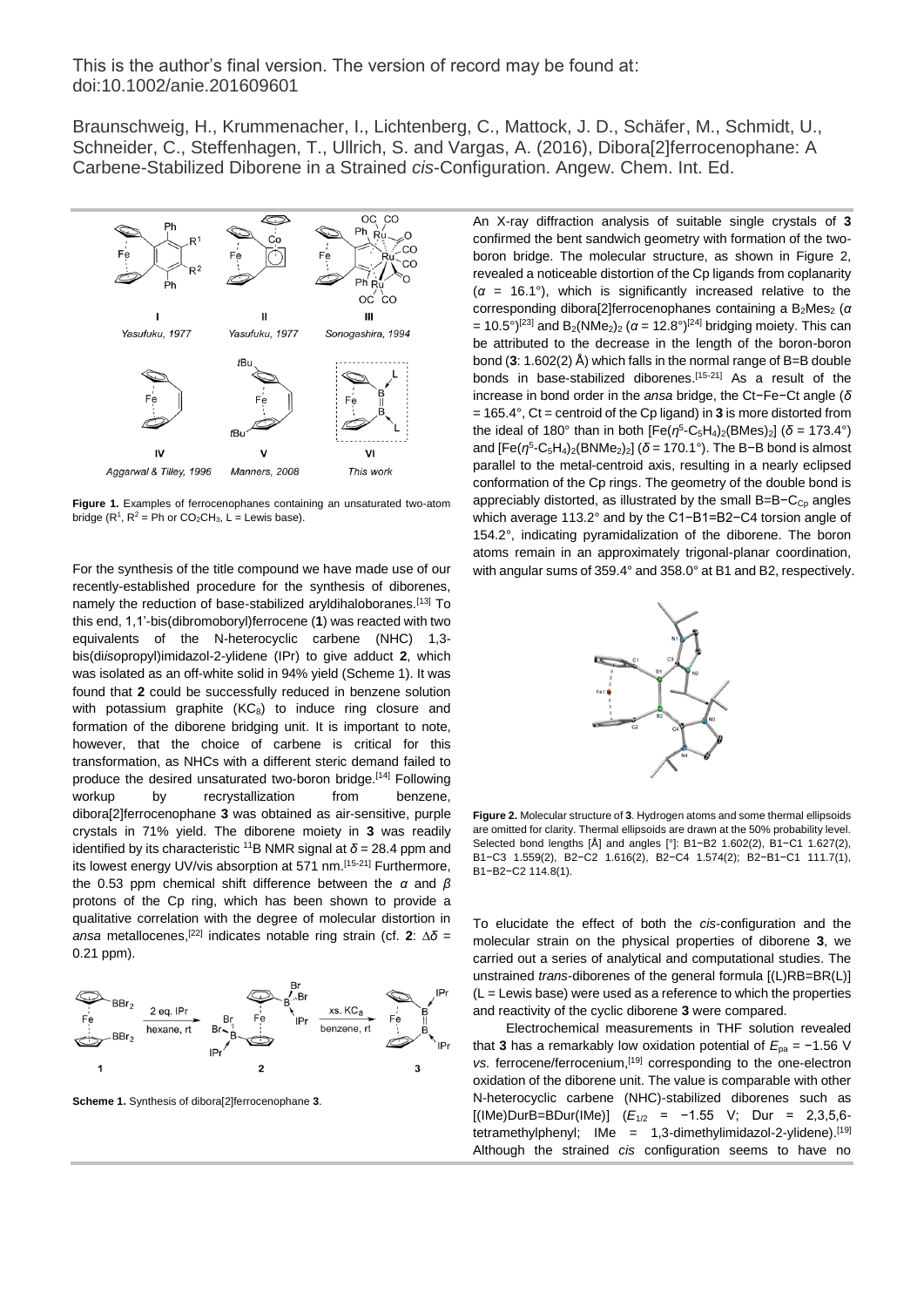This is the author's final version. The version of record may be found at: doi:10.1002/anie.201609601

Braunschweig, H., Krummenacher, I., Lichtenberg, C., Mattock, J. D., Schäfer, M., Schmidt, U., Schneider, C., Steffenhagen, T., Ullrich, S. and Vargas, A. (2016), Dibora[2]ferrocenophane: A Carbene-Stabilized Diborene in a Strained *cis*-Configuration. Angew. Chem. Int. Ed.

**Figure 1.** Examples of ferrocenophanes containing an unsaturated two-atom bridge ($R^1$, $R^2$ = Ph or $CO_2CH_3$, L = Lewis base).

For the synthesis of the title compound we have made use of our recently-established procedure for the synthesis of diborenes, namely the reduction of base-stabilized aryldihaloboranes.[13] To this end, 1,1'-bis(dibromoboryl)ferrocene (**1**) was reacted with two equivalents of the N-heterocyclic carbene (NHC) 1,3-bis(di*iso*propyl)imidazol-2-ylidene (IPr) to give adduct **2**, which was isolated as an off-white solid in 94% yield (Scheme 1). It was found that **2** could be successfully reduced in benzene solution with potassium graphite ($KC_8$) to induce ring closure and formation of the diborene bridging unit. It is important to note, however, that the choice of carbene is critical for this transformation, as NHCs with a different steric demand failed to produce the desired unsaturated two-boron bridge.[14] Following workup by recrystallization from benzene, dibora[2]ferrocenophane **3** was obtained as air-sensitive, purple crystals in 71% yield. The diborene moiety in **3** was readily identified by its characteristic $^{11}$B NMR signal at $\delta$ = 28.4 ppm and its lowest energy UV/vis absorption at 571 nm.[15-21] Furthermore, the 0.53 ppm chemical shift difference between the $\alpha$ and $\beta$ protons of the Cp ring, which has been shown to provide a qualitative correlation with the degree of molecular distortion in *ansa* metallocenes,[22] indicates notable ring strain (cf. **2**: $\Delta\delta$ = 0.21 ppm).

**Scheme 1.** Synthesis of dibora[2]ferrocenophane **3**.

An X-ray diffraction analysis of suitable single crystals of **3** confirmed the bent sandwich geometry with formation of the two-boron bridge. The molecular structure, as shown in Figure 2, revealed a noticeable distortion of the Cp ligands from coplanarity ($\alpha$ = 16.1°), which is significantly increased relative to the corresponding dibora[2]ferrocenophanes containing a $B_2Mes_2$ ($\alpha$ = 10.5°)[23] and $B_2(NMe_2)_2$ ($\alpha$ = 12.8°)[24] bridging moiety. This can be attributed to the decrease in the length of the boron-boron bond (**3**: 1.602(2) Å) which falls in the normal range of B=B double bonds in base-stabilized diborenes.[15-21] As a result of the increase in bond order in the *ansa* bridge, the Ct−Fe−Ct angle ($\delta$ = 165.4°, Ct = centroid of the Cp ligand) in **3** is more distorted from the ideal of 180° than in both $[Fe(\eta^5\text{-}C_5H_4)_2(BMes)_2]$ ($\delta$ = 173.4°) and $[Fe(\eta^5\text{-}C_5H_4)_2(BNMe_2)_2]$ ($\delta$ = 170.1°). The B−B bond is almost parallel to the metal-centroid axis, resulting in a nearly eclipsed conformation of the Cp rings. The geometry of the double bond is appreciably distorted, as illustrated by the small B=B−$C_{Cp}$ angles which average 113.2° and by the C1−B1=B2−C4 torsion angle of 154.2°, indicating pyramidalization of the diborene. The boron atoms remain in an approximately trigonal-planar coordination, with angular sums of 359.4° and 358.0° at B1 and B2, respectively.

**Figure 2.** Molecular structure of **3**. Hydrogen atoms and some thermal ellipsoids are omitted for clarity. Thermal ellipsoids are drawn at the 50% probability level. Selected bond lengths [Å] and angles [°]: B1−B2 1.602(2), B1−C1 1.627(2), B1−C3 1.559(2), B2−C2 1.616(2), B2−C4 1.574(2); B2−B1−C1 111.7(1), B1−B2−C2 114.8(1).

To elucidate the effect of both the *cis*-configuration and the molecular strain on the physical properties of diborene **3**, we carried out a series of analytical and computational studies. The unstrained *trans*-diborenes of the general formula [(L)RB=BR(L)] (L = Lewis base) were used as a reference to which the properties and reactivity of the cyclic diborene **3** were compared.

Electrochemical measurements in THF solution revealed that **3** has a remarkably low oxidation potential of $E_{pa}$ = −1.56 V *vs.* ferrocene/ferrocenium,[19] corresponding to the one-electron oxidation of the diborene unit. The value is comparable with other N-heterocyclic carbene (NHC)-stabilized diborenes such as [(IMe)DurB=BDur(IMe)] ($E_{1/2}$ = −1.55 V; Dur = 2,3,5,6-tetramethylphenyl; IMe = 1,3-dimethylimidazol-2-ylidene).[19] Although the strained *cis* configuration seems to have no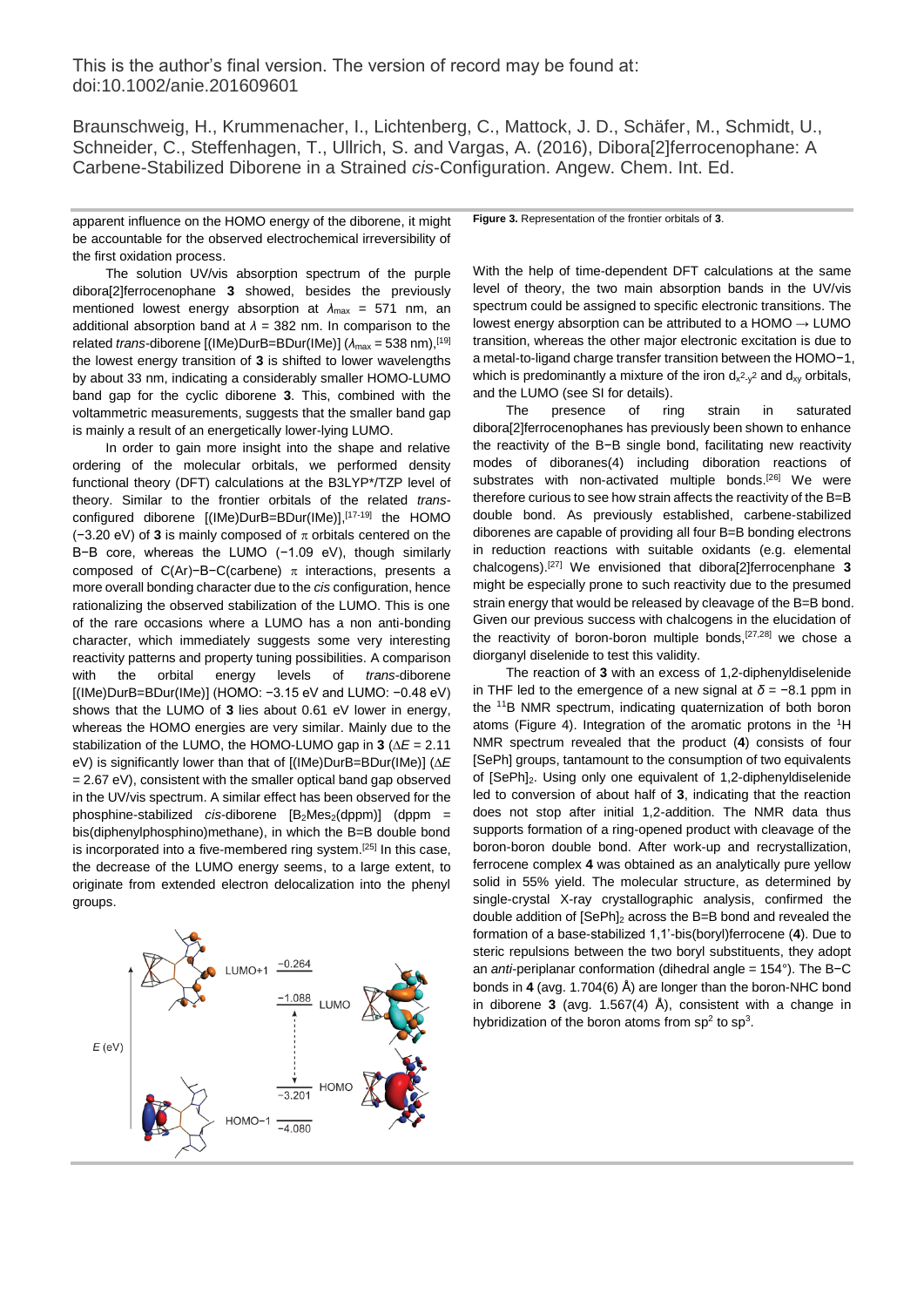This is the author's final version. The version of record may be found at: doi:10.1002/anie.201609601

Braunschweig, H., Krummenacher, I., Lichtenberg, C., Mattock, J. D., Schäfer, M., Schmidt, U., Schneider, C., Steffenhagen, T., Ullrich, S. and Vargas, A. (2016), Dibora[2]ferrocenophane: A Carbene-Stabilized Diborene in a Strained *cis*-Configuration. Angew. Chem. Int. Ed.

apparent influence on the HOMO energy of the diborene, it might be accountable for the observed electrochemical irreversibility of the first oxidation process.

The solution UV/vis absorption spectrum of the purple dibora[2]ferrocenophane **3** showed, besides the previously mentioned lowest energy absorption at $\lambda_{max}$ = 571 nm, an additional absorption band at $\lambda$ = 382 nm. In comparison to the related *trans*-diborene [(IMe)DurB=BDur(IMe)] ($\lambda_{max}$ = 538 nm),[19] the lowest energy transition of **3** is shifted to lower wavelengths by about 33 nm, indicating a considerably smaller HOMO-LUMO band gap for the cyclic diborene **3**. This, combined with the voltammetric measurements, suggests that the smaller band gap is mainly a result of an energetically lower-lying LUMO.

In order to gain more insight into the shape and relative ordering of the molecular orbitals, we performed density functional theory (DFT) calculations at the B3LYP*/TZP level of theory. Similar to the frontier orbitals of the related *trans*-configured diborene [(IMe)DurB=BDur(IMe)],[17-19] the HOMO (−3.20 eV) of **3** is mainly composed of π orbitals centered on the B−B core, whereas the LUMO (−1.09 eV), though similarly composed of C(Ar)−B−C(carbene) π interactions, presents a more overall bonding character due to the *cis* configuration, hence rationalizing the observed stabilization of the LUMO. This is one of the rare occasions where a LUMO has a non anti-bonding character, which immediately suggests some very interesting reactivity patterns and property tuning possibilities. A comparison with the orbital energy levels of *trans*-diborene [(IMe)DurB=BDur(IMe)] (HOMO: −3.15 eV and LUMO: −0.48 eV) shows that the LUMO of **3** lies about 0.61 eV lower in energy, whereas the HOMO energies are very similar. Mainly due to the stabilization of the LUMO, the HOMO-LUMO gap in **3** ($\Delta E$ = 2.11 eV) is significantly lower than that of [(IMe)DurB=BDur(IMe)] ($\Delta E$ = 2.67 eV), consistent with the smaller optical band gap observed in the UV/vis spectrum. A similar effect has been observed for the phosphine-stabilized *cis*-diborene [$B_2Mes_2$(dppm)] (dppm = bis(diphenylphosphino)methane), in which the B=B double bond is incorporated into a five-membered ring system.[25] In this case, the decrease of the LUMO energy seems, to a large extent, to originate from extended electron delocalization into the phenyl groups.

**Figure 3.** Representation of the frontier orbitals of **3**.

With the help of time-dependent DFT calculations at the same level of theory, the two main absorption bands in the UV/vis spectrum could be assigned to specific electronic transitions. The lowest energy absorption can be attributed to a HOMO → LUMO transition, whereas the other major electronic excitation is due to a metal-to-ligand charge transfer transition between the HOMO−1, which is predominantly a mixture of the iron $d_{x^2-y^2}$ and $d_{xy}$ orbitals, and the LUMO (see SI for details).

The presence of ring strain in saturated dibora[2]ferrocenophanes has previously been shown to enhance the reactivity of the B−B single bond, facilitating new reactivity modes of diboranes(4) including diboration reactions of substrates with non-activated multiple bonds.[26] We were therefore curious to see how strain affects the reactivity of the B=B double bond. As previously established, carbene-stabilized diborenes are capable of providing all four B=B bonding electrons in reduction reactions with suitable oxidants (e.g. elemental chalcogens).[27] We envisioned that dibora[2]ferrocenphane **3** might be especially prone to such reactivity due to the presumed strain energy that would be released by cleavage of the B=B bond. Given our previous success with chalcogens in the elucidation of the reactivity of boron-boron multiple bonds,[27,28] we chose a diorganyl diselenide to test this validity.

The reaction of **3** with an excess of 1,2-diphenyldiselenide in THF led to the emergence of a new signal at $\delta$ = −8.1 ppm in the $^{11}B$ NMR spectrum, indicating quaternization of both boron atoms (Figure 4). Integration of the aromatic protons in the $^{1}H$ NMR spectrum revealed that the product (**4**) consists of four [SePh] groups, tantamount to the consumption of two equivalents of $[SePh]_2$. Using only one equivalent of 1,2-diphenyldiselenide led to conversion of about half of **3**, indicating that the reaction does not stop after initial 1,2-addition. The NMR data thus supports formation of a ring-opened product with cleavage of the boron-boron double bond. After work-up and recrystallization, ferrocene complex **4** was obtained as an analytically pure yellow solid in 55% yield. The molecular structure, as determined by single-crystal X-ray crystallographic analysis, confirmed the double addition of $[SePh]_2$ across the B=B bond and revealed the formation of a base-stabilized 1,1'-bis(boryl)ferrocene (**4**). Due to steric repulsions between the two boryl substituents, they adopt an *anti*-periplanar conformation (dihedral angle = 154°). The B−C bonds in **4** (avg. 1.704(6) Å) are longer than the boron-NHC bond in diborene **3** (avg. 1.567(4) Å), consistent with a change in hybridization of the boron atoms from $sp^2$ to $sp^3$.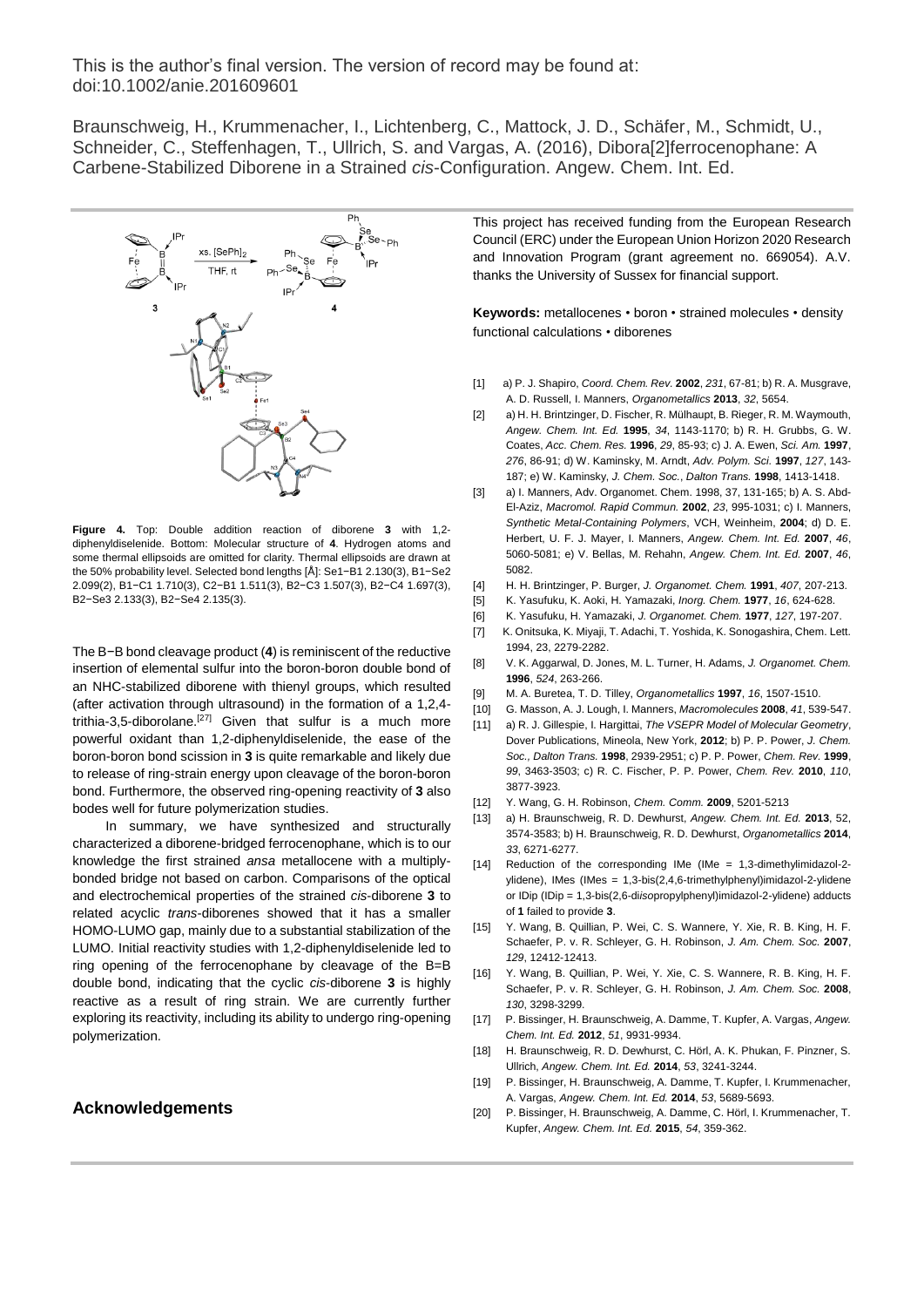This is the author's final version. The version of record may be found at: doi:10.1002/anie.201609601

Braunschweig, H., Krummenacher, I., Lichtenberg, C., Mattock, J. D., Schäfer, M., Schmidt, U., Schneider, C., Steffenhagen, T., Ullrich, S. and Vargas, A. (2016), Dibora[2]ferrocenophane: A Carbene-Stabilized Diborene in a Strained *cis*-Configuration. Angew. Chem. Int. Ed.

**Figure 4.** Top: Double addition reaction of diborene **3** with 1,2-diphenyldiselenide. Bottom: Molecular structure of **4**. Hydrogen atoms and some thermal ellipsoids are omitted for clarity. Thermal ellipsoids are drawn at the 50% probability level. Selected bond lengths [Å]: Se1−B1 2.130(3), B1−Se2 2.099(2), B1−C1 1.710(3), C2−B1 1.511(3), B2−C3 1.507(3), B2−C4 1.697(3), B2−Se3 2.133(3), B2−Se4 2.135(3).

The B−B bond cleavage product (**4**) is reminiscent of the reductive insertion of elemental sulfur into the boron-boron double bond of an NHC-stabilized diborene with thienyl groups, which resulted (after activation through ultrasound) in the formation of a 1,2,4-trithia-3,5-diborolane.[27] Given that sulfur is a much more powerful oxidant than 1,2-diphenyldiselenide, the ease of the boron-boron bond scission in **3** is quite remarkable and likely due to release of ring-strain energy upon cleavage of the boron-boron bond. Furthermore, the observed ring-opening reactivity of **3** also bodes well for future polymerization studies.

In summary, we have synthesized and structurally characterized a diborene-bridged ferrocenophane, which is to our knowledge the first strained *ansa* metallocene with a multiply-bonded bridge not based on carbon. Comparisons of the optical and electrochemical properties of the strained *cis*-diborene **3** to related acyclic *trans*-diborenes showed that it has a smaller HOMO-LUMO gap, mainly due to a substantial stabilization of the LUMO. Initial reactivity studies with 1,2-diphenyldiselenide led to ring opening of the ferrocenophane by cleavage of the B=B double bond, indicating that the cyclic *cis*-diborene **3** is highly reactive as a result of ring strain. We are currently further exploring its reactivity, including its ability to undergo ring-opening polymerization.

## Acknowledgements

This project has received funding from the European Research Council (ERC) under the European Union Horizon 2020 Research and Innovation Program (grant agreement no. 669054). A.V. thanks the University of Sussex for financial support.

**Keywords:** metallocenes • boron • strained molecules • density functional calculations • diborenes

[1] a) P. J. Shapiro, *Coord. Chem. Rev.* **2002**, *231*, 67-81; b) R. A. Musgrave, A. D. Russell, I. Manners, *Organometallics* **2013**, *32*, 5654.
[2] a) H. H. Brintzinger, D. Fischer, R. Mülhaupt, B. Rieger, R. M. Waymouth, *Angew. Chem. Int. Ed.* **1995**, *34*, 1143-1170; b) R. H. Grubbs, G. W. Coates, *Acc. Chem. Res.* **1996**, *29*, 85-93; c) J. A. Ewen, *Sci. Am.* **1997**, *276*, 86-91; d) W. Kaminsky, M. Arndt, *Adv. Polym. Sci.* **1997**, *127*, 143-187; e) W. Kaminsky, *J. Chem. Soc., Dalton Trans.* **1998**, 1413-1418.
[3] a) I. Manners, Adv. Organomet. Chem. 1998, 37, 131-165; b) A. S. Abd-El-Aziz, *Macromol. Rapid Commun.* **2002**, *23*, 995-1031; c) I. Manners, *Synthetic Metal-Containing Polymers*, VCH, Weinheim, **2004**; d) D. E. Herbert, U. F. J. Mayer, I. Manners, *Angew. Chem. Int. Ed.* **2007**, *46*, 5060-5081; e) V. Bellas, M. Rehahn, *Angew. Chem. Int. Ed.* **2007**, *46*, 5082.
[4] H. H. Brintzinger, P. Burger, *J. Organomet. Chem.* **1991**, *407*, 207-213.
[5] K. Yasufuku, K. Aoki, H. Yamazaki, *Inorg. Chem.* **1977**, *16*, 624-628.
[6] K. Yasufuku, H. Yamazaki, *J. Organomet. Chem.* **1977**, *127*, 197-207.
[7] K. Onitsuka, K. Miyaji, T. Adachi, T. Yoshida, K. Sonogashira, Chem. Lett. 1994, 23, 2279-2282.
[8] V. K. Aggarwal, D. Jones, M. L. Turner, H. Adams, *J. Organomet. Chem.* **1996**, *524*, 263-266.
[9] M. A. Buretea, T. D. Tilley, *Organometallics* **1997**, *16*, 1507-1510.
[10] G. Masson, A. J. Lough, I. Manners, *Macromolecules* **2008**, *41*, 539-547.
[11] a) R. J. Gillespie, I. Hargittai, *The VSEPR Model of Molecular Geometry*, Dover Publications, Mineola, New York, **2012**; b) P. P. Power, *J. Chem. Soc., Dalton Trans.* **1998**, 2939-2951; c) P. P. Power, *Chem. Rev.* **1999**, *99*, 3463-3503; c) R. C. Fischer, P. P. Power, *Chem. Rev.* **2010**, *110*, 3877-3923.
[12] Y. Wang, G. H. Robinson, *Chem. Comm.* **2009**, 5201-5213
[13] a) H. Braunschweig, R. D. Dewhurst, *Angew. Chem. Int. Ed.* **2013**, 52, 3574-3583; b) H. Braunschweig, R. D. Dewhurst, *Organometallics* **2014**, *33*, 6271-6277.
[14] Reduction of the corresponding IMe (IMe = 1,3-dimethylimidazol-2-ylidene), IMes (IMes = 1,3-bis(2,4,6-trimethylphenyl)imidazol-2-ylidene or IDip (IDip = 1,3-bis(2,6-di*iso*propylphenyl)imidazol-2-ylidene) adducts of **1** failed to provide **3**.
[15] Y. Wang, B. Quillian, P. Wei, C. S. Wannere, Y. Xie, R. B. King, H. F. Schaefer, P. v. R. Schleyer, G. H. Robinson, *J. Am. Chem. Soc.* **2007**, *129*, 12412-12413.
[16] Y. Wang, B. Quillian, P. Wei, Y. Xie, C. S. Wannere, R. B. King, H. F. Schaefer, P. v. R. Schleyer, G. H. Robinson, *J. Am. Chem. Soc.* **2008**, *130*, 3298-3299.
[17] P. Bissinger, H. Braunschweig, A. Damme, T. Kupfer, A. Vargas, *Angew. Chem. Int. Ed.* **2012**, *51*, 9931-9934.
[18] H. Braunschweig, R. D. Dewhurst, C. Hörl, A. K. Phukan, F. Pinzner, S. Ullrich, *Angew. Chem. Int. Ed.* **2014**, *53*, 3241-3244.
[19] P. Bissinger, H. Braunschweig, A. Damme, T. Kupfer, I. Krummenacher, A. Vargas, *Angew. Chem. Int. Ed.* **2014**, *53*, 5689-5693.
[20] P. Bissinger, H. Braunschweig, A. Damme, C. Hörl, I. Krummenacher, T. Kupfer, *Angew. Chem. Int. Ed.* **2015**, *54*, 359-362.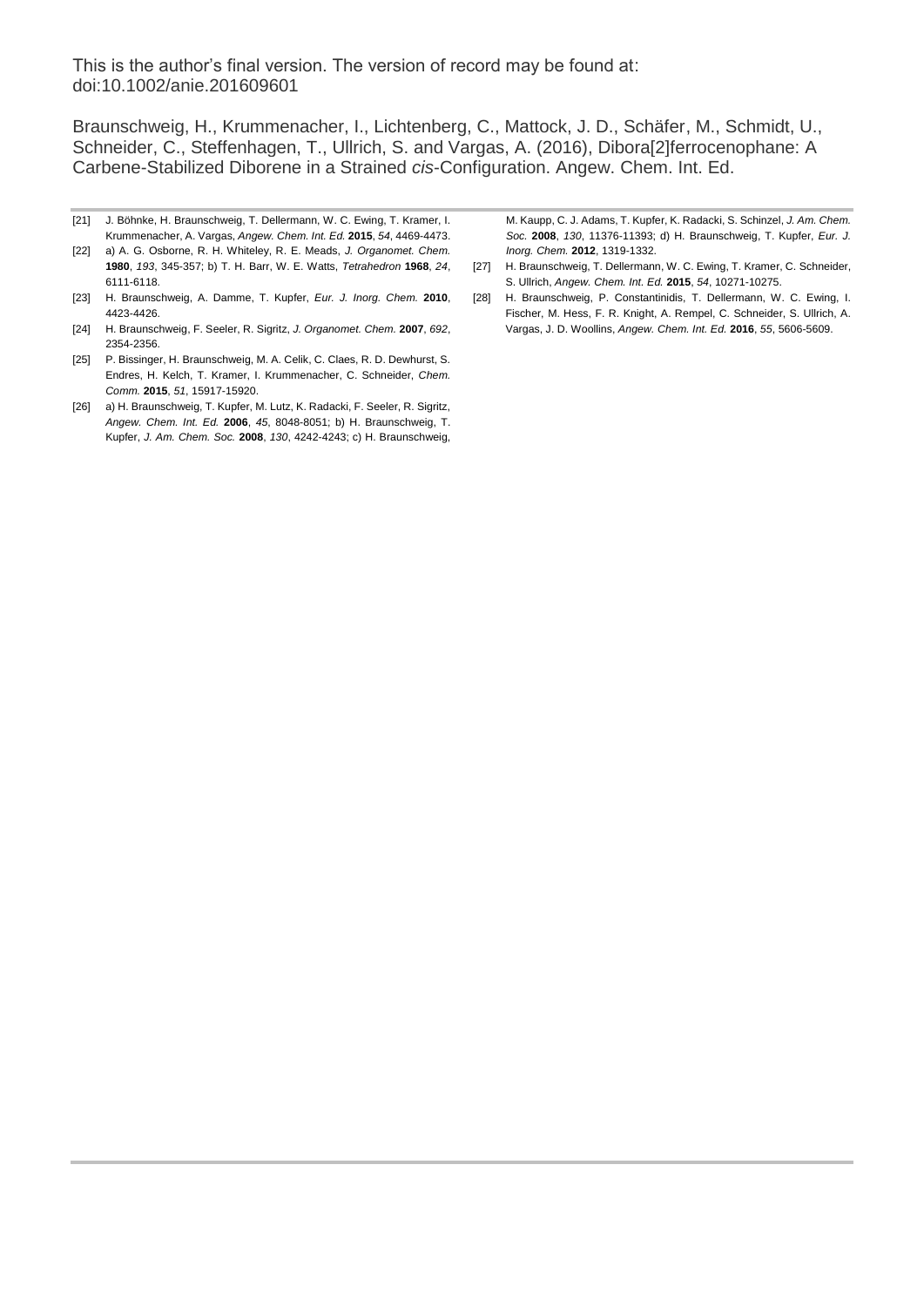This is the author's final version. The version of record may be found at: doi:10.1002/anie.201609601

Braunschweig, H., Krummenacher, I., Lichtenberg, C., Mattock, J. D., Schäfer, M., Schmidt, U., Schneider, C., Steffenhagen, T., Ullrich, S. and Vargas, A. (2016), Dibora[2]ferrocenophane: A Carbene-Stabilized Diborene in a Strained *cis*-Configuration. Angew. Chem. Int. Ed.

[21] J. Böhnke, H. Braunschweig, T. Dellermann, W. C. Ewing, T. Kramer, I. Krummenacher, A. Vargas, *Angew. Chem. Int. Ed.* **2015**, *54*, 4469-4473.

[22] a) A. G. Osborne, R. H. Whiteley, R. E. Meads, *J. Organomet. Chem.* **1980**, *193*, 345-357; b) T. H. Barr, W. E. Watts, *Tetrahedron* **1968**, *24*, 6111-6118.

[23] H. Braunschweig, A. Damme, T. Kupfer, *Eur. J. Inorg. Chem.* **2010**, 4423-4426.

[24] H. Braunschweig, F. Seeler, R. Sigritz, *J. Organomet. Chem.* **2007**, *692*, 2354-2356.

[25] P. Bissinger, H. Braunschweig, M. A. Celik, C. Claes, R. D. Dewhurst, S. Endres, H. Kelch, T. Kramer, I. Krummenacher, C. Schneider, *Chem. Comm.* **2015**, *51*, 15917-15920.

[26] a) H. Braunschweig, T. Kupfer, M. Lutz, K. Radacki, F. Seeler, R. Sigritz, *Angew. Chem. Int. Ed.* **2006**, *45*, 8048-8051; b) H. Braunschweig, T. Kupfer, *J. Am. Chem. Soc.* **2008**, *130*, 4242-4243; c) H. Braunschweig, M. Kaupp, C. J. Adams, T. Kupfer, K. Radacki, S. Schinzel, *J. Am. Chem. Soc.* **2008**, *130*, 11376-11393; d) H. Braunschweig, T. Kupfer, *Eur. J. Inorg. Chem.* **2012**, 1319-1332.

[27] H. Braunschweig, T. Dellermann, W. C. Ewing, T. Kramer, C. Schneider, S. Ullrich, *Angew. Chem. Int. Ed.* **2015**, *54*, 10271-10275.

[28] H. Braunschweig, P. Constantinidis, T. Dellermann, W. C. Ewing, I. Fischer, M. Hess, F. R. Knight, A. Rempel, C. Schneider, S. Ullrich, A. Vargas, J. D. Woollins, *Angew. Chem. Int. Ed.* **2016**, *55*, 5606-5609.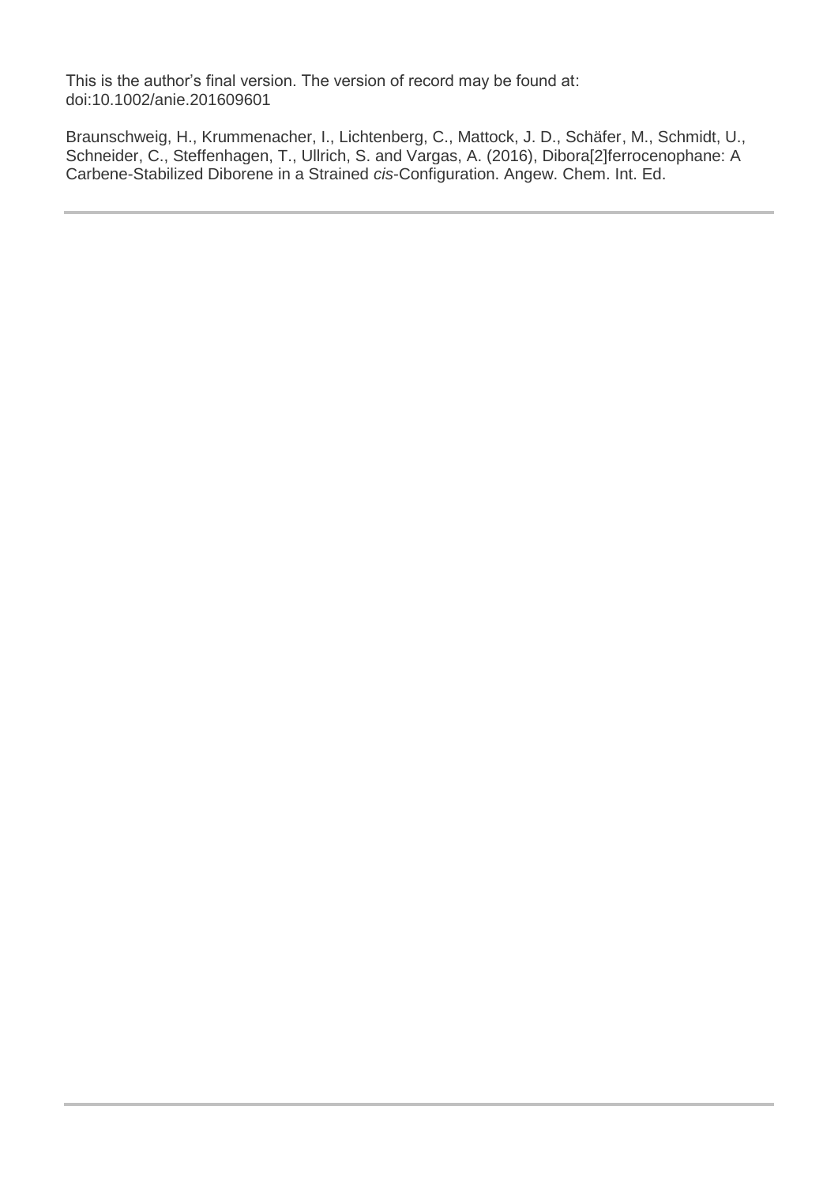This is the author's final version. The version of record may be found at: doi:10.1002/anie.201609601

Braunschweig, H., Krummenacher, I., Lichtenberg, C., Mattock, J. D., Schäfer, M., Schmidt, U., Schneider, C., Steffenhagen, T., Ullrich, S. and Vargas, A. (2016), Dibora[2]ferrocenophane: A Carbene-Stabilized Diborene in a Strained *cis*-Configuration. Angew. Chem. Int. Ed.